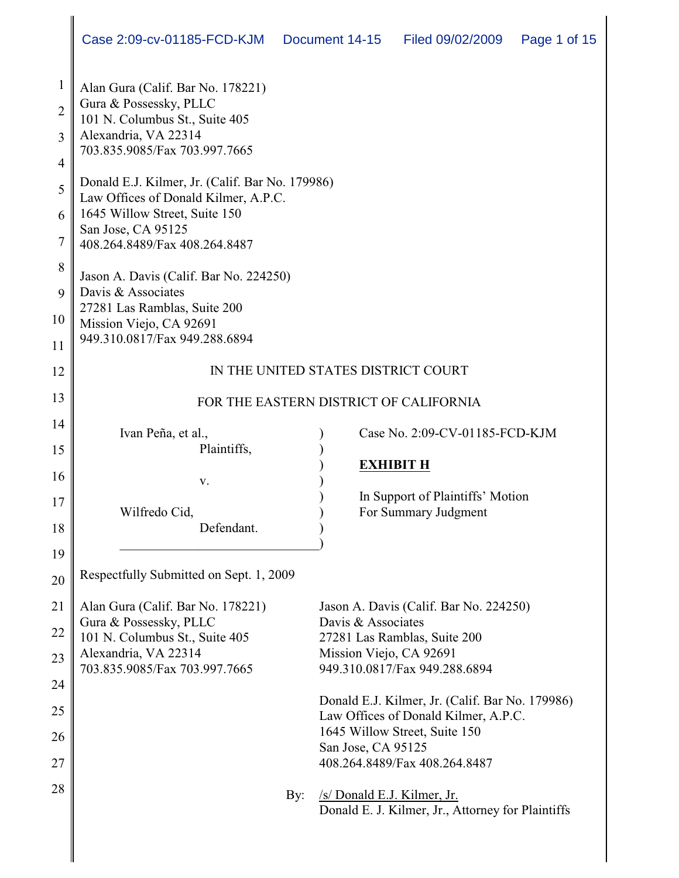Alan Gura (Calif. Bar No. 178221)
Gura & Possessky, PLLC
101 N. Columbus St., Suite 405
Alexandria, VA 22314
703.835.9085/Fax 703.997.7665

Donald E.J. Kilmer, Jr. (Calif. Bar No. 179986)
Law Offices of Donald Kilmer, A.P.C.
1645 Willow Street, Suite 150
San Jose, CA 95125
408.264.8489/Fax 408.264.8487

Jason A. Davis (Calif. Bar No. 224250)
Davis & Associates
27281 Las Ramblas, Suite 200
Mission Viejo, CA 92691
949.310.0817/Fax 949.288.6894

IN THE UNITED STATES DISTRICT COURT

FOR THE EASTERN DISTRICT OF CALIFORNIA

| | | |
|---|---|---|
| Ivan Peña, et al.,<br>Plaintiffs,<br><br>v.<br><br>Wilfredo Cid,<br>Defendant. | ) | Case No. 2:09-CV-01185-FCD-KJM<br><br>**EXHIBIT H**<br><br>In Support of Plaintiffs' Motion For Summary Judgment |

Respectfully Submitted on Sept. 1, 2009

Alan Gura (Calif. Bar No. 178221)
Gura & Possessky, PLLC
101 N. Columbus St., Suite 405
Alexandria, VA 22314
703.835.9085/Fax 703.997.7665

Jason A. Davis (Calif. Bar No. 224250)
Davis & Associates
27281 Las Ramblas, Suite 200
Mission Viejo, CA 92691
949.310.0817/Fax 949.288.6894

Donald E.J. Kilmer, Jr. (Calif. Bar No. 179986)
Law Offices of Donald Kilmer, A.P.C.
1645 Willow Street, Suite 150
San Jose, CA 95125
408.264.8489/Fax 408.264.8487

By: /s/ Donald E.J. Kilmer, Jr.
Donald E. J. Kilmer, Jr., Attorney for Plaintiffs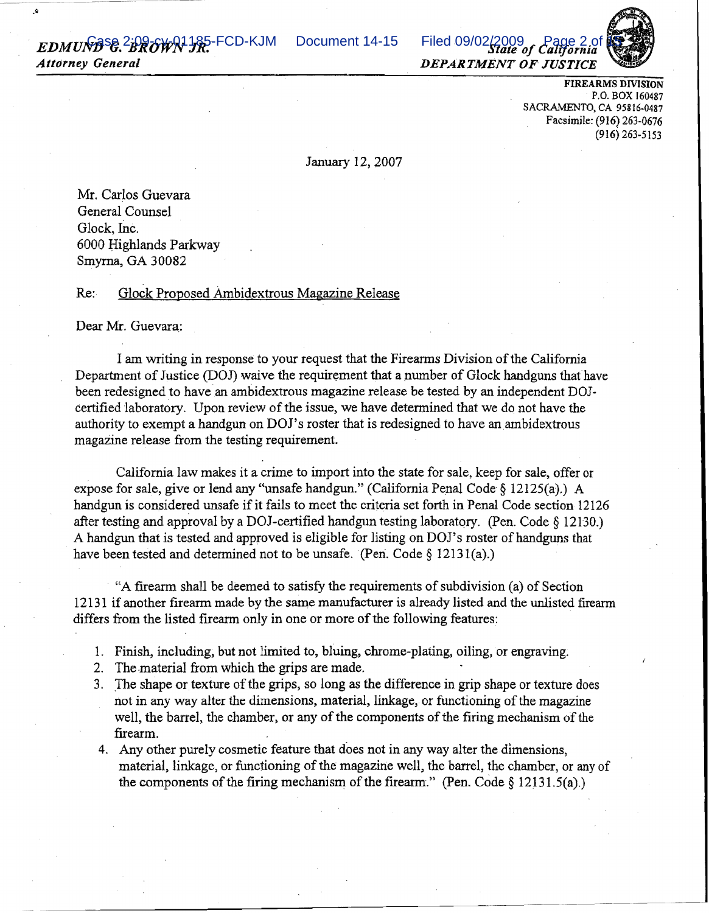***EDMUND G. BROWN JR.***
***Attorney General***

*State of California*
***DEPARTMENT OF JUSTICE***

**FIREARMS DIVISION**
P.O. BOX 160487
SACRAMENTO, CA 95816-0487
Facsimile: (916) 263-0676
(916) 263-5153

January 12, 2007

Mr. Carlos Guevara
General Counsel
Glock, Inc.
6000 Highlands Parkway
Smyrna, GA 30082

Re: Glock Proposed Ambidextrous Magazine Release

Dear Mr. Guevara:

I am writing in response to your request that the Firearms Division of the California Department of Justice (DOJ) waive the requirement that a number of Glock handguns that have been redesigned to have an ambidextrous magazine release be tested by an independent DOJ-certified laboratory. Upon review of the issue, we have determined that we do not have the authority to exempt a handgun on DOJ's roster that is redesigned to have an ambidextrous magazine release from the testing requirement.

California law makes it a crime to import into the state for sale, keep for sale, offer or expose for sale, give or lend any "unsafe handgun." (California Penal Code § 12125(a).) A handgun is considered unsafe if it fails to meet the criteria set forth in Penal Code section 12126 after testing and approval by a DOJ-certified handgun testing laboratory. (Pen. Code § 12130.) A handgun that is tested and approved is eligible for listing on DOJ's roster of handguns that have been tested and determined not to be unsafe. (Pen. Code § 12131(a).)

"A firearm shall be deemed to satisfy the requirements of subdivision (a) of Section 12131 if another firearm made by the same manufacturer is already listed and the unlisted firearm differs from the listed firearm only in one or more of the following features:

1. Finish, including, but not limited to, bluing, chrome-plating, oiling, or engraving.
2. The material from which the grips are made.
3. The shape or texture of the grips, so long as the difference in grip shape or texture does not in any way alter the dimensions, material, linkage, or functioning of the magazine well, the barrel, the chamber, or any of the components of the firing mechanism of the firearm.
4. Any other purely cosmetic feature that does not in any way alter the dimensions, material, linkage, or functioning of the magazine well, the barrel, the chamber, or any of the components of the firing mechanism of the firearm." (Pen. Code § 12131.5(a).)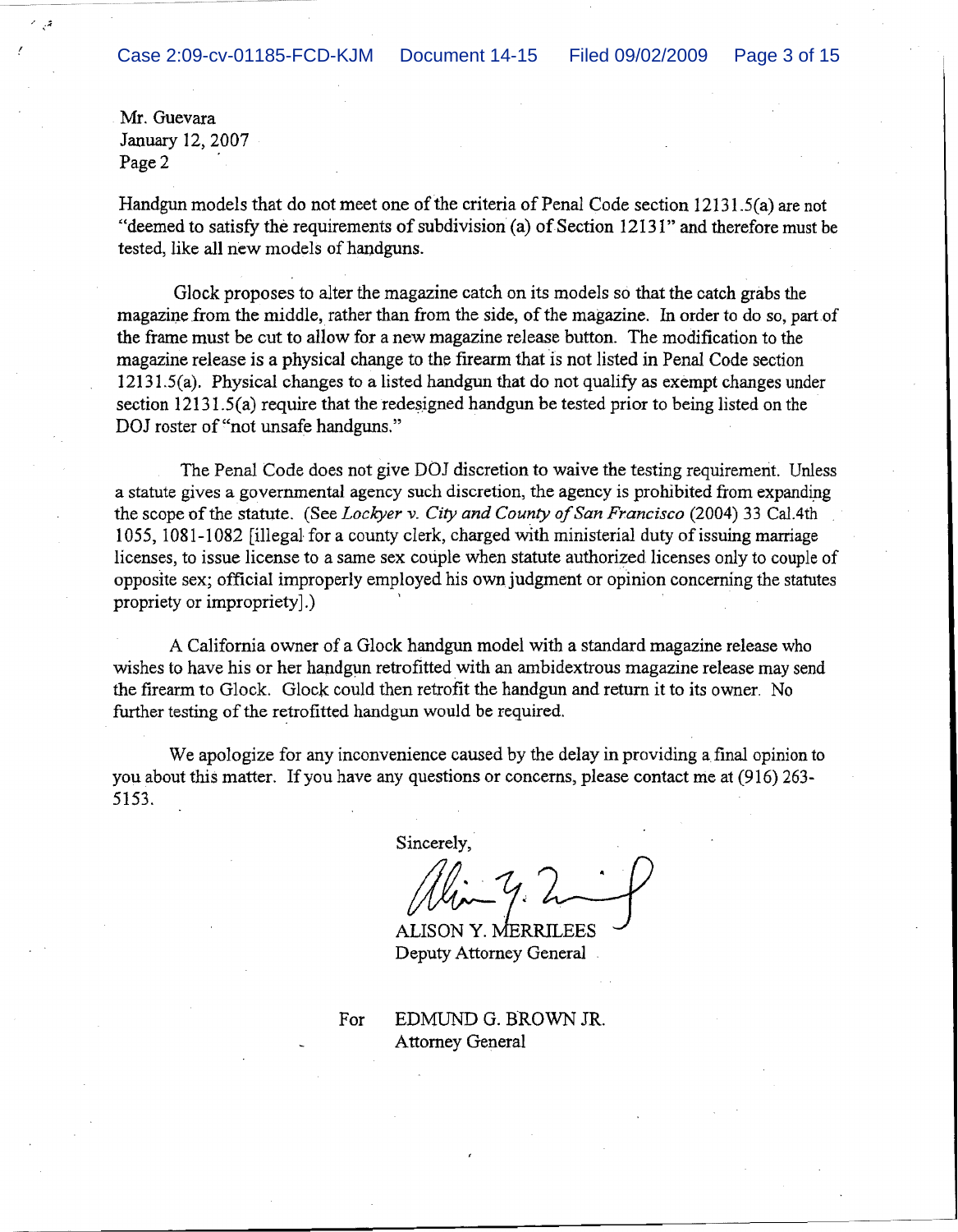Mr. Guevara
January 12, 2007
Page 2

Handgun models that do not meet one of the criteria of Penal Code section 12131.5(a) are not "deemed to satisfy the requirements of subdivision (a) of Section 12131" and therefore must be tested, like all new models of handguns.

Glock proposes to alter the magazine catch on its models so that the catch grabs the magazine from the middle, rather than from the side, of the magazine. In order to do so, part of the frame must be cut to allow for a new magazine release button. The modification to the magazine release is a physical change to the firearm that is not listed in Penal Code section 12131.5(a). Physical changes to a listed handgun that do not qualify as exempt changes under section 12131.5(a) require that the redesigned handgun be tested prior to being listed on the DOJ roster of "not unsafe handguns."

The Penal Code does not give DOJ discretion to waive the testing requirement. Unless a statute gives a governmental agency such discretion, the agency is prohibited from expanding the scope of the statute. (See *Lockyer v. City and County of San Francisco* (2004) 33 Cal.4th 1055, 1081-1082 [illegal for a county clerk, charged with ministerial duty of issuing marriage licenses, to issue license to a same sex couple when statute authorized licenses only to couple of opposite sex; official improperly employed his own judgment or opinion concerning the statutes propriety or impropriety].)

A California owner of a Glock handgun model with a standard magazine release who wishes to have his or her handgun retrofitted with an ambidextrous magazine release may send the firearm to Glock. Glock could then retrofit the handgun and return it to its owner. No further testing of the retrofitted handgun would be required.

We apologize for any inconvenience caused by the delay in providing a final opinion to you about this matter. If you have any questions or concerns, please contact me at (916) 263-5153.

Sincerely,

ALISON Y. MERRILEES
Deputy Attorney General

For EDMUND G. BROWN JR.
Attorney General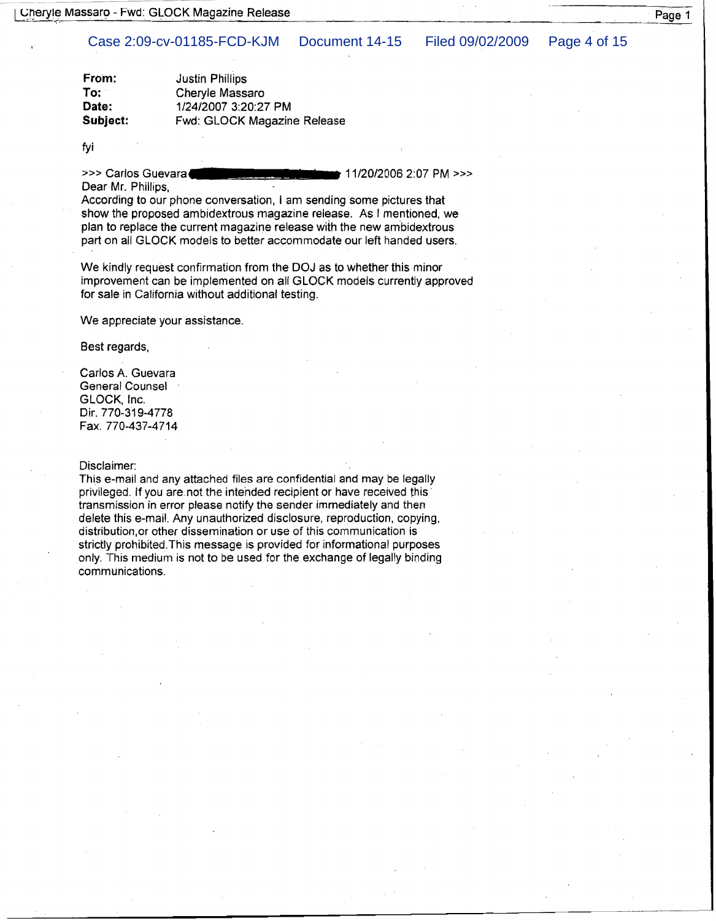| | |
|---|---|
| **From:** | Justin Phillips |
| **To:** | Cheryle Massaro |
| **Date:** | 1/24/2007 3:20:27 PM |
| **Subject:** | Fwd: GLOCK Magazine Release |

fyi

>>> Carlos Guevara [REDACTED] 11/20/2006 2:07 PM >>>

Dear Mr. Phillips,

According to our phone conversation, I am sending some pictures that show the proposed ambidextrous magazine release. As I mentioned, we plan to replace the current magazine release with the new ambidextrous part on all GLOCK models to better accommodate our left handed users.

We kindly request confirmation from the DOJ as to whether this minor improvement can be implemented on all GLOCK models currently approved for sale in California without additional testing.

We appreciate your assistance.

Best regards,

Carlos A. Guevara
General Counsel
GLOCK, Inc.
Dir. 770-319-4778
Fax. 770-437-4714

Disclaimer:
This e-mail and any attached files are confidential and may be legally privileged. If you are not the intended recipient or have received this transmission in error please notify the sender immediately and then delete this e-mail. Any unauthorized disclosure, reproduction, copying, distribution,or other dissemination or use of this communication is strictly prohibited.This message is provided for informational purposes only. This medium is not to be used for the exchange of legally binding communications.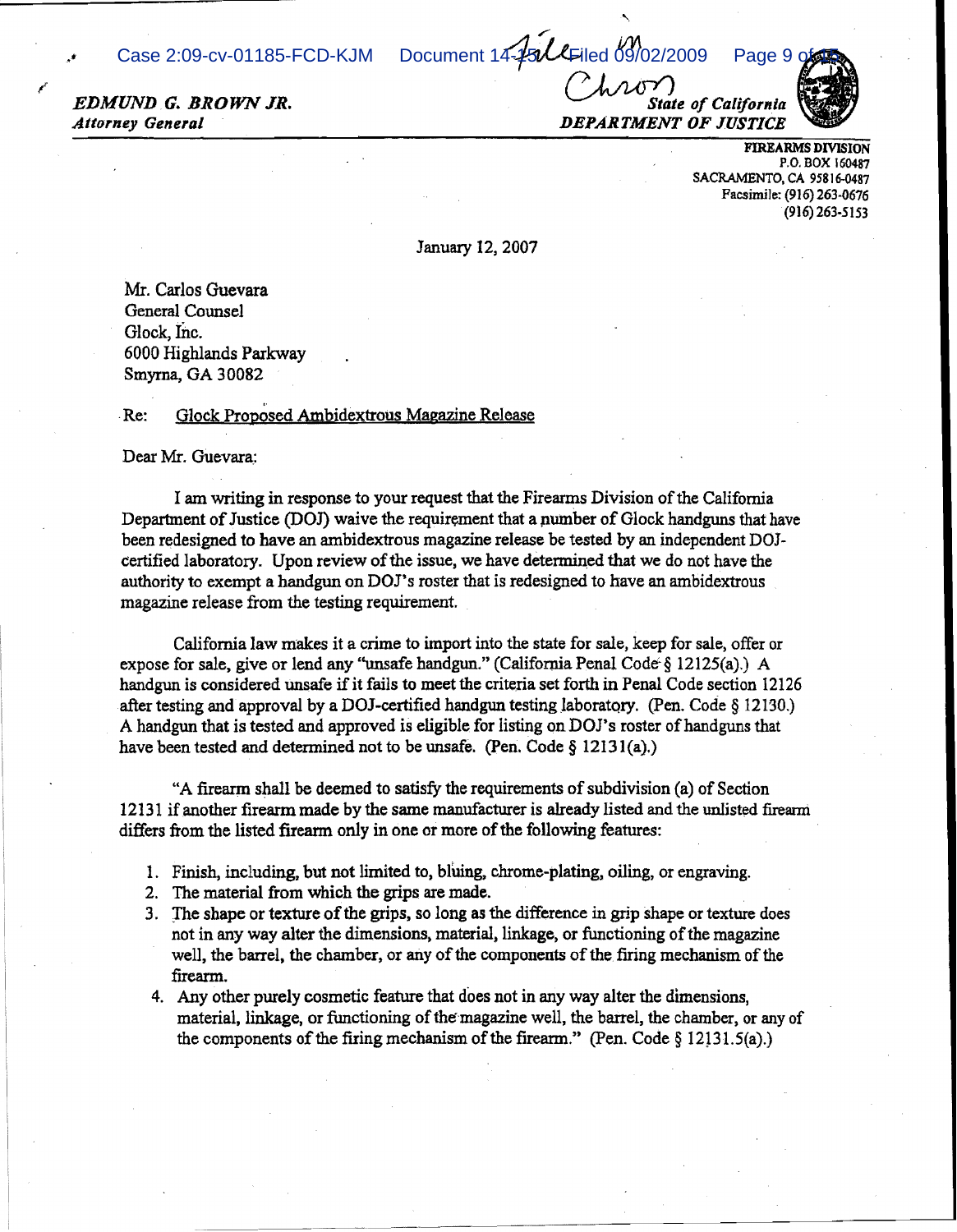*EDMUND G. BROWN JR.*
*Attorney General*

Chron

*State of California*
*DEPARTMENT OF JUSTICE*

**FIREARMS DIVISION**
P.O. BOX 160487
SACRAMENTO, CA 95816-0487
Facsimile: (916) 263-0676
(916) 263-5153

January 12, 2007

Mr. Carlos Guevara
General Counsel
Glock, Inc.
6000 Highlands Parkway
Smyrna, GA 30082

Re: Glock Proposed Ambidextrous Magazine Release

Dear Mr. Guevara:

I am writing in response to your request that the Firearms Division of the California Department of Justice (DOJ) waive the requirement that a number of Glock handguns that have been redesigned to have an ambidextrous magazine release be tested by an independent DOJ-certified laboratory. Upon review of the issue, we have determined that we do not have the authority to exempt a handgun on DOJ's roster that is redesigned to have an ambidextrous magazine release from the testing requirement.

California law makes it a crime to import into the state for sale, keep for sale, offer or expose for sale, give or lend any "unsafe handgun." (California Penal Code § 12125(a).) A handgun is considered unsafe if it fails to meet the criteria set forth in Penal Code section 12126 after testing and approval by a DOJ-certified handgun testing laboratory. (Pen. Code § 12130.) A handgun that is tested and approved is eligible for listing on DOJ's roster of handguns that have been tested and determined not to be unsafe. (Pen. Code § 12131(a).)

"A firearm shall be deemed to satisfy the requirements of subdivision (a) of Section 12131 if another firearm made by the same manufacturer is already listed and the unlisted firearm differs from the listed firearm only in one or more of the following features:

1. Finish, including, but not limited to, bluing, chrome-plating, oiling, or engraving.
2. The material from which the grips are made.
3. The shape or texture of the grips, so long as the difference in grip shape or texture does not in any way alter the dimensions, material, linkage, or functioning of the magazine well, the barrel, the chamber, or any of the components of the firing mechanism of the firearm.
4. Any other purely cosmetic feature that does not in any way alter the dimensions, material, linkage, or functioning of the magazine well, the barrel, the chamber, or any of the components of the firing mechanism of the firearm." (Pen. Code § 12131.5(a).)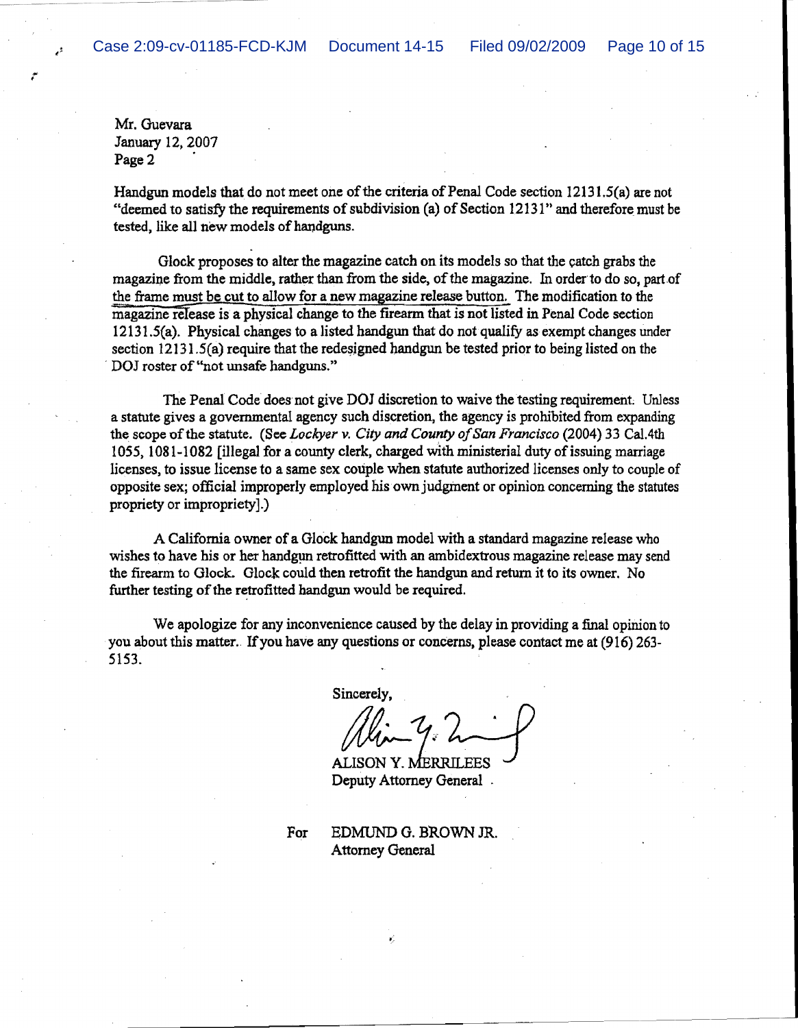Mr. Guevara
January 12, 2007
Page 2

Handgun models that do not meet one of the criteria of Penal Code section 12131.5(a) are not "deemed to satisfy the requirements of subdivision (a) of Section 12131" and therefore must be tested, like all new models of handguns.

Glock proposes to alter the magazine catch on its models so that the catch grabs the magazine from the middle, rather than from the side, of the magazine. In order to do so, part of the frame must be cut to allow for a new magazine release button. The modification to the magazine release is a physical change to the firearm that is not listed in Penal Code section 12131.5(a). Physical changes to a listed handgun that do not qualify as exempt changes under section 12131.5(a) require that the redesigned handgun be tested prior to being listed on the DOJ roster of "not unsafe handguns."

The Penal Code does not give DOJ discretion to waive the testing requirement. Unless a statute gives a governmental agency such discretion, the agency is prohibited from expanding the scope of the statute. (See *Lockyer v. City and County of San Francisco* (2004) 33 Cal.4th 1055, 1081-1082 [illegal for a county clerk, charged with ministerial duty of issuing marriage licenses, to issue license to a same sex couple when statute authorized licenses only to couple of opposite sex; official improperly employed his own judgment or opinion concerning the statutes propriety or impropriety].)

A California owner of a Glock handgun model with a standard magazine release who wishes to have his or her handgun retrofitted with an ambidextrous magazine release may send the firearm to Glock. Glock could then retrofit the handgun and return it to its owner. No further testing of the retrofitted handgun would be required.

We apologize for any inconvenience caused by the delay in providing a final opinion to you about this matter. If you have any questions or concerns, please contact me at (916) 263-5153.

Sincerely,

ALISON Y. MERRILEES
Deputy Attorney General

For EDMUND G. BROWN JR.
Attorney General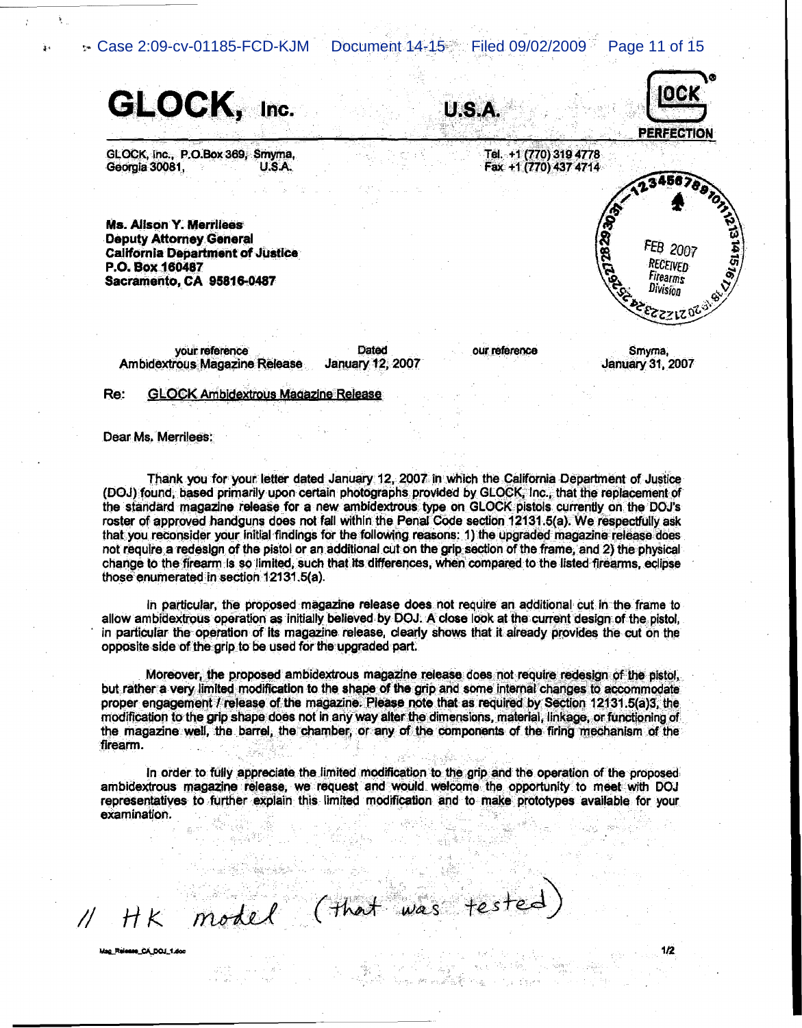# GLOCK, Inc. U.S.A.

PERFECTION

GLOCK, Inc., P.O.Box 369, Smyrna, Georgia 30081, U.S.A.

Tel. +1 (770) 319 4778
Fax +1 (770) 437 4714

FEB 2007
RECEIVED
Firearms Division

**Ms. Alison Y. Merrilees**
**Deputy Attorney General**
**California Department of Justice**
**P.O. Box 160487**
**Sacramento, CA 95816-0487**

| your reference | Dated | our reference | Smyrna, |
| --- | --- | --- | --- |
| Ambidextrous Magazine Release | January 12, 2007 | | January 31, 2007 |

Re: GLOCK Ambidextrous Magazine Release

Dear Ms. Merrilees:

Thank you for your letter dated January 12, 2007 in which the California Department of Justice (DOJ) found, based primarily upon certain photographs provided by GLOCK, Inc., that the replacement of the standard magazine release for a new ambidextrous type on GLOCK pistols currently on the DOJ's roster of approved handguns does not fall within the Penal Code section 12131.5(a). We respectfully ask that you reconsider your initial findings for the following reasons: 1) the upgraded magazine release does not require a redesign of the pistol or an additional cut on the grip section of the frame, and 2) the physical change to the firearm is so limited, such that its differences, when compared to the listed firearms, eclipse those enumerated in section 12131.5(a).

In particular, the proposed magazine release does not require an additional cut in the frame to allow ambidextrous operation as initially believed by DOJ. A close look at the current design of the pistol, in particular the operation of its magazine release, clearly shows that it already provides the cut on the opposite side of the grip to be used for the upgraded part.

Moreover, the proposed ambidextrous magazine release does not require redesign of the pistol, but rather a very limited modification to the shape of the grip and some internal changes to accommodate proper engagement / release of the magazine. Please note that as required by Section 12131.5(a)3, the modification to the grip shape does not in any way alter the dimensions, material, linkage, or functioning of the magazine well, the barrel, the chamber, or any of the components of the firing mechanism of the firearm.

In order to fully appreciate the limited modification to the grip and the operation of the proposed ambidextrous magazine release, we request and would welcome the opportunity to meet with DOJ representatives to further explain this limited modification and to make prototypes available for your examination.

// HK model (that was tested)

Mag_Release_CA_DOJ_1.doc

1/2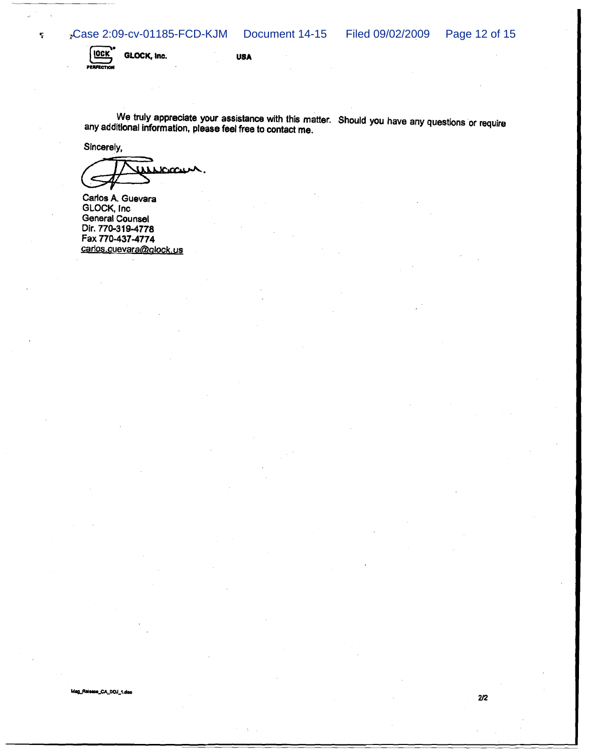GLOCK, Inc. USA

We truly appreciate your assistance with this matter. Should you have any questions or require any additional information, please feel free to contact me.

Sincerely,

Carlos A. Guevara
GLOCK, Inc
General Counsel
Dir. 770-319-4778
Fax 770-437-4774
carlos.guevara@glock.us

Mag_Release_CA_DOJ_1.doc

2/2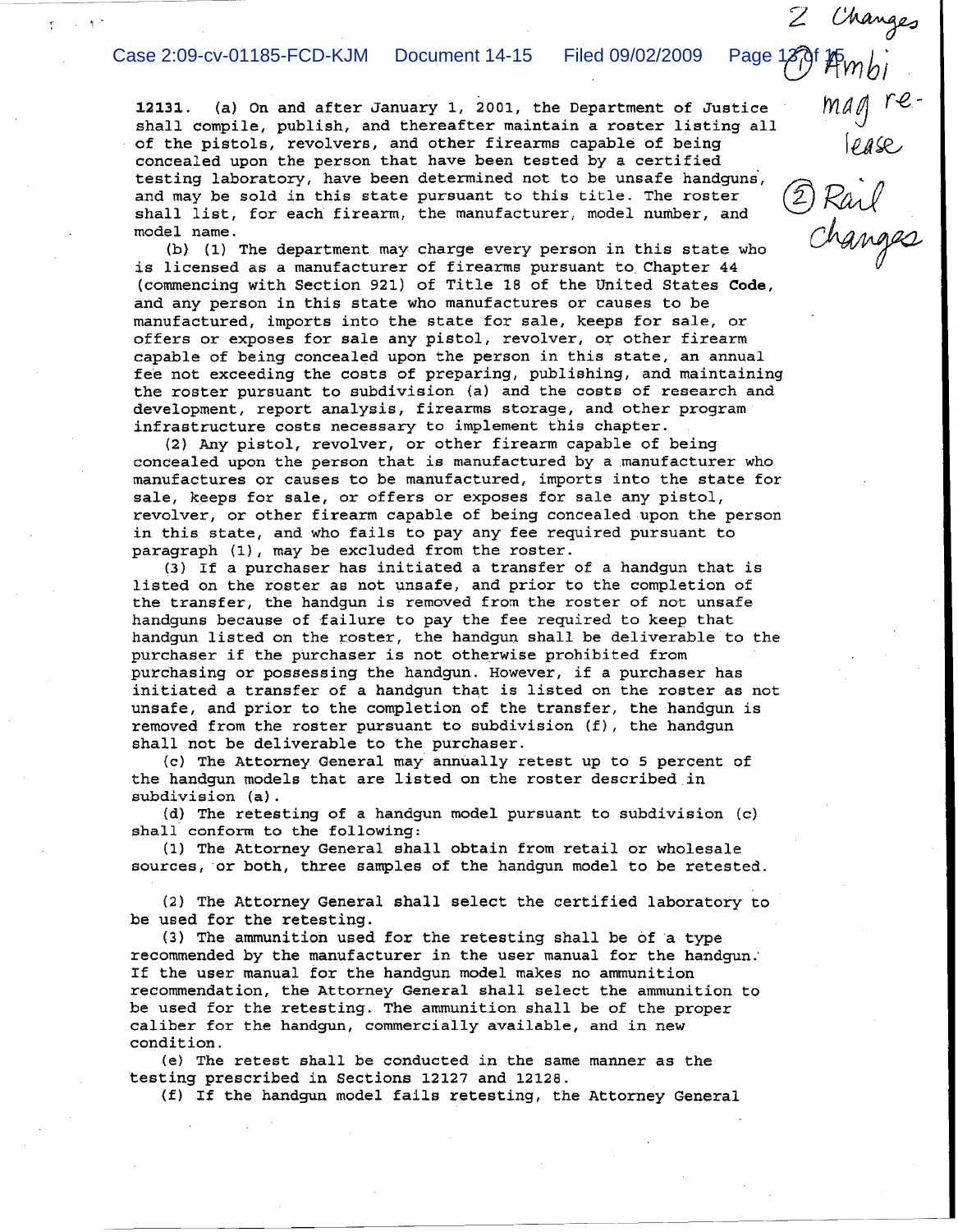2 Changes
(1) Ambi mag release
(2) Rail changes

12131. (a) On and after January 1, 2001, the Department of Justice shall compile, publish, and thereafter maintain a roster listing all of the pistols, revolvers, and other firearms capable of being concealed upon the person that have been tested by a certified testing laboratory, have been determined not to be unsafe handguns, and may be sold in this state pursuant to this title. The roster shall list, for each firearm, the manufacturer, model number, and model name.

(b) (1) The department may charge every person in this state who is licensed as a manufacturer of firearms pursuant to Chapter 44 (commencing with Section 921) of Title 18 of the United States **Code**, and any person in this state who manufactures or causes to be manufactured, imports into the state for sale, keeps for sale, or offers or exposes for sale any pistol, revolver, or other firearm capable of being concealed upon the person in this state, an annual fee not exceeding the costs of preparing, publishing, and maintaining the roster pursuant to subdivision (a) and the costs of research and development, report analysis, firearms storage, and other program infrastructure costs necessary to implement this chapter.

(2) Any pistol, revolver, or other firearm capable of being concealed upon the person that is manufactured by a manufacturer who manufactures or causes to be manufactured, imports into the state for sale, keeps for sale, or offers or exposes for sale any pistol, revolver, or other firearm capable of being concealed upon the person in this state, and who fails to pay any fee required pursuant to paragraph (1), may be excluded from the roster.

(3) If a purchaser has initiated a transfer of a handgun that is listed on the roster as not unsafe, and prior to the completion of the transfer, the handgun is removed from the roster of not unsafe handguns because of failure to pay the fee required to keep that handgun listed on the roster, the handgun shall be deliverable to the purchaser if the purchaser is not otherwise prohibited from purchasing or possessing the handgun. However, if a purchaser has initiated a transfer of a handgun that is listed on the roster as not unsafe, and prior to the completion of the transfer, the handgun is removed from the roster pursuant to subdivision (f), the handgun shall not be deliverable to the purchaser.

(c) The Attorney General may annually retest up to 5 percent of the handgun models that are listed on the roster described in subdivision (a).

(d) The retesting of a handgun model pursuant to subdivision (c) shall conform to the following:

(1) The Attorney General shall obtain from retail or wholesale sources, or both, three samples of the handgun model to be retested.

(2) The Attorney General shall select the certified laboratory to be used for the retesting.

(3) The ammunition used for the retesting shall be of a type recommended by the manufacturer in the user manual for the handgun. If the user manual for the handgun model makes no ammunition recommendation, the Attorney General shall select the ammunition to be used for the retesting. The ammunition shall be of the proper caliber for the handgun, commercially available, and in new condition.

(e) The retest shall be conducted in the same manner as the testing prescribed in Sections 12127 and 12128.

(f) If the handgun model fails retesting, the Attorney General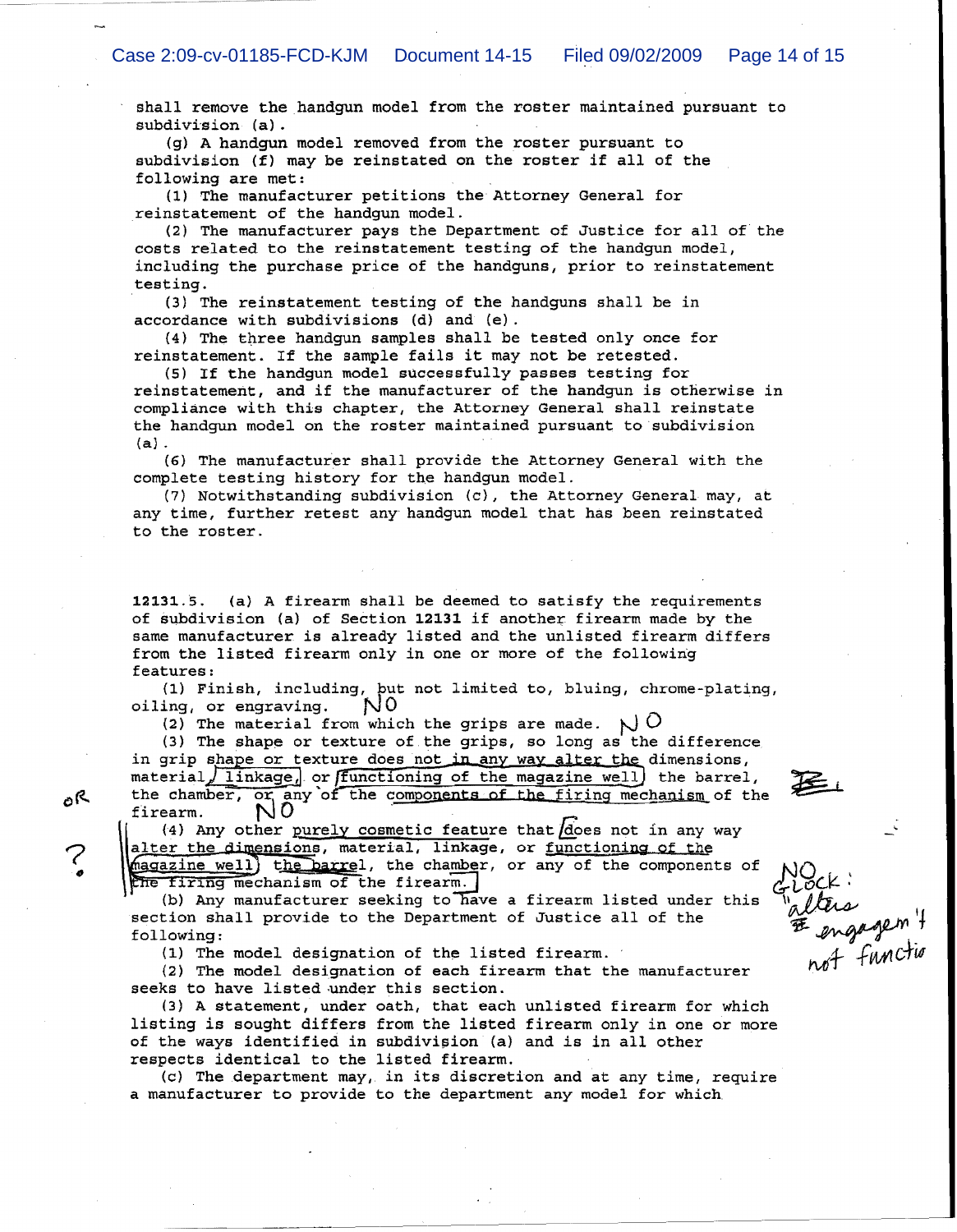shall remove the handgun model from the roster maintained pursuant to subdivision (a).

(g) A handgun model removed from the roster pursuant to subdivision (f) may be reinstated on the roster if all of the following are met:

(1) The manufacturer petitions the Attorney General for reinstatement of the handgun model.

(2) The manufacturer pays the Department of Justice for all of the costs related to the reinstatement testing of the handgun model, including the purchase price of the handguns, prior to reinstatement testing.

(3) The reinstatement testing of the handguns shall be in accordance with subdivisions (d) and (e).

(4) The three handgun samples shall be tested only once for reinstatement. If the sample fails it may not be retested.

(5) If the handgun model successfully passes testing for reinstatement, and if the manufacturer of the handgun is otherwise in compliance with this chapter, the Attorney General shall reinstate the handgun model on the roster maintained pursuant to subdivision (a).

(6) The manufacturer shall provide the Attorney General with the complete testing history for the handgun model.

(7) Notwithstanding subdivision (c), the Attorney General may, at any time, further retest any handgun model that has been reinstated to the roster.

12131.5. (a) A firearm shall be deemed to satisfy the requirements of subdivision (a) of Section 12131 if another firearm made by the same manufacturer is already listed and the unlisted firearm differs from the listed firearm only in one or more of the following features:

(1) Finish, including, but not limited to, bluing, chrome-plating, oiling, or engraving. NO

(2) The material from which the grips are made. NO

(3) The shape or texture of the grips, so long as the difference in grip shape or texture does not in any way alter the dimensions, material, linkage, or functioning of the magazine well, the barrel, the chamber, or any of the components of the firing mechanism of the firearm. NO

(4) Any other purely cosmetic feature that does not in any way alter the dimensions, material, linkage, or functioning of the magazine well, the barrel, the chamber, or any of the components of the firing mechanism of the firearm.

(b) Any manufacturer seeking to have a firearm listed under this section shall provide to the Department of Justice all of the following:

(1) The model designation of the listed firearm.

(2) The model designation of each firearm that the manufacturer seeks to have listed under this section.

(3) A statement, under oath, that each unlisted firearm for which listing is sought differs from the listed firearm only in one or more of the ways identified in subdivision (a) and is in all other respects identical to the listed firearm.

(c) The department may, in its discretion and at any time, require a manufacturer to provide to the department any model for which

OR ?

NO GLOCK: "alters" engagem't not functio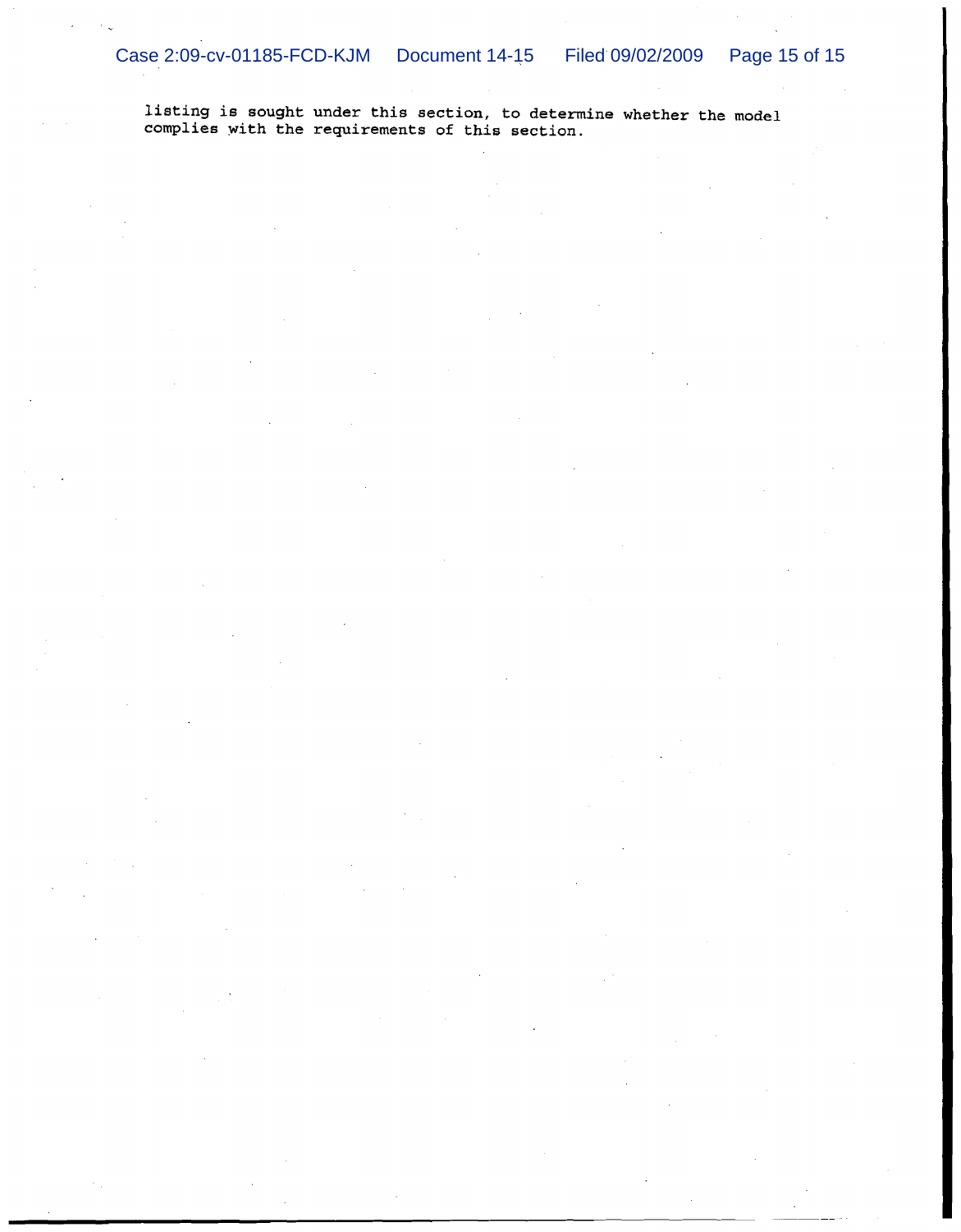listing is sought under this section, to determine whether the model complies with the requirements of this section.